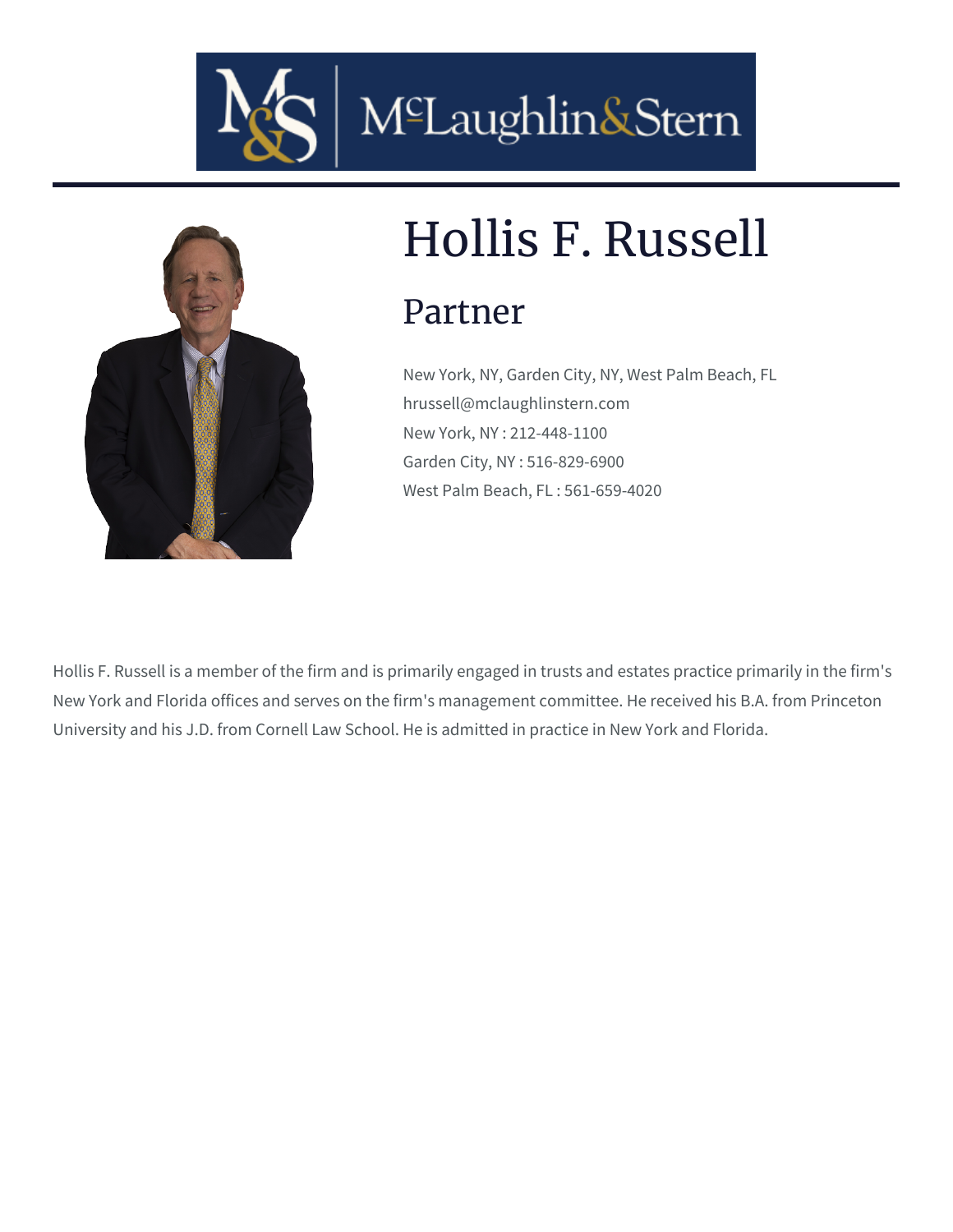# Hollis F. Russell

## Partner

New York, NY, Garden City, NY, West Palm Beach, FL
hrussell@mclaughlinstern.com
New York, NY : 212-448-1100
Garden City, NY : 516-829-6900
West Palm Beach, FL : 561-659-4020

Hollis F. Russell is a member of the firm and is primarily engaged in trusts and estates practice primarily in the firm's New York and Florida offices and serves on the firm's management committee. He received his B.A. from Princeton University and his J.D. from Cornell Law School. He is admitted in practice in New York and Florida.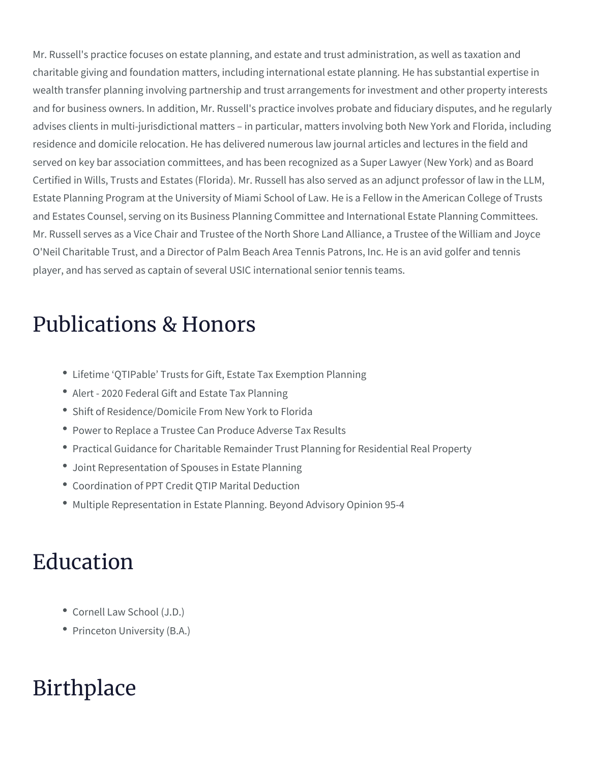Mr. Russell's practice focuses on estate planning, and estate and trust administration, as well as taxation and charitable giving and foundation matters, including international estate planning. He has substantial expertise in wealth transfer planning involving partnership and trust arrangements for investment and other property interests and for business owners. In addition, Mr. Russell's practice involves probate and fiduciary disputes, and he regularly advises clients in multi-jurisdictional matters – in particular, matters involving both New York and Florida, including residence and domicile relocation. He has delivered numerous law journal articles and lectures in the field and served on key bar association committees, and has been recognized as a Super Lawyer (New York) and as Board Certified in Wills, Trusts and Estates (Florida). Mr. Russell has also served as an adjunct professor of law in the LLM, Estate Planning Program at the University of Miami School of Law. He is a Fellow in the American College of Trusts and Estates Counsel, serving on its Business Planning Committee and International Estate Planning Committees. Mr. Russell serves as a Vice Chair and Trustee of the North Shore Land Alliance, a Trustee of the William and Joyce O'Neil Charitable Trust, and a Director of Palm Beach Area Tennis Patrons, Inc. He is an avid golfer and tennis player, and has served as captain of several USIC international senior tennis teams.

# Publications & Honors

- Lifetime 'QTIPable' Trusts for Gift, Estate Tax Exemption Planning
- Alert - 2020 Federal Gift and Estate Tax Planning
- Shift of Residence/Domicile From New York to Florida
- Power to Replace a Trustee Can Produce Adverse Tax Results
- Practical Guidance for Charitable Remainder Trust Planning for Residential Real Property
- Joint Representation of Spouses in Estate Planning
- Coordination of PPT Credit QTIP Marital Deduction
- Multiple Representation in Estate Planning. Beyond Advisory Opinion 95-4

# Education

- Cornell Law School (J.D.)
- Princeton University (B.A.)

# Birthplace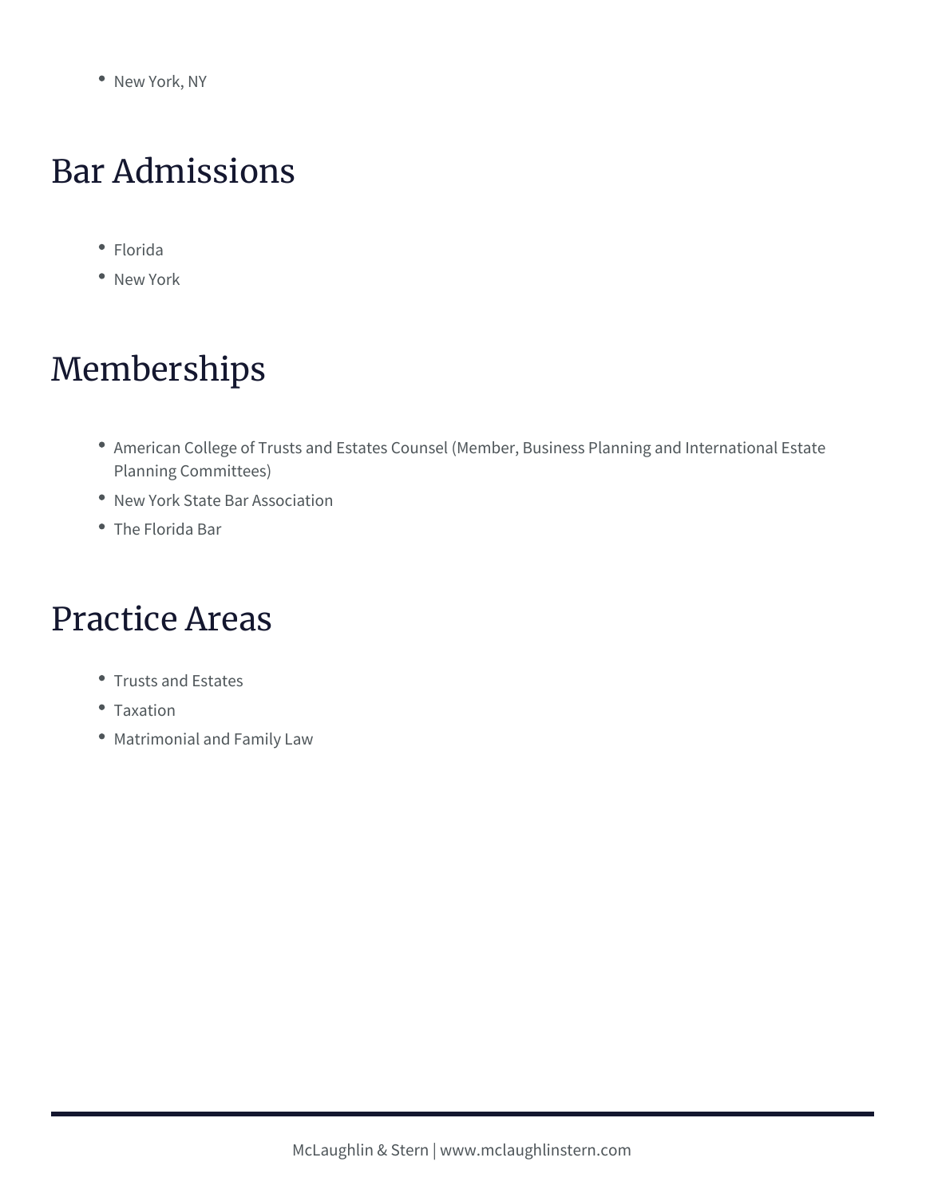- New York, NY

## Bar Admissions

- Florida
- New York

## Memberships

- American College of Trusts and Estates Counsel (Member, Business Planning and International Estate Planning Committees)
- New York State Bar Association
- The Florida Bar

## Practice Areas

- Trusts and Estates
- Taxation
- Matrimonial and Family Law